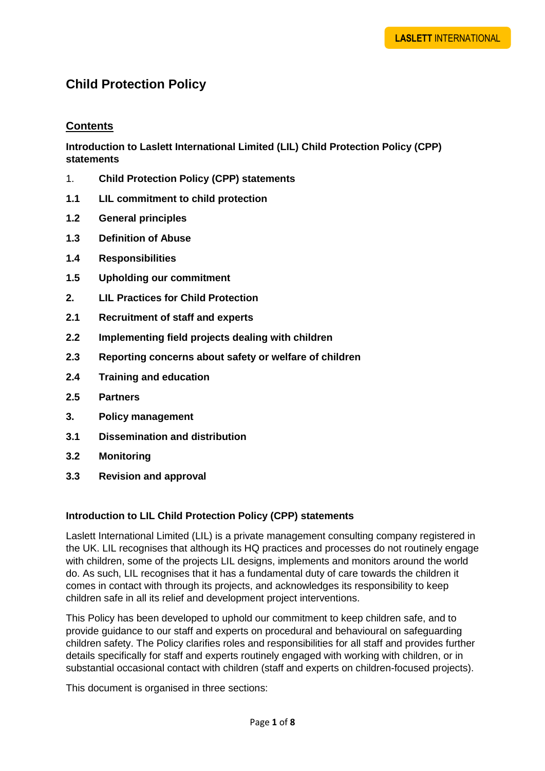# Child Protection Policy

## Contents

**Introduction to Laslett International Limited (LIL) Child Protection Policy (CPP) statements**

1. **Child Protection Policy (CPP) statements**

**1.1 LIL commitment to child protection**

**1.2 General principles**

**1.3 Definition of Abuse**

**1.4 Responsibilities**

**1.5 Upholding our commitment**

**2. LIL Practices for Child Protection**

**2.1 Recruitment of staff and experts**

**2.2 Implementing field projects dealing with children**

**2.3 Reporting concerns about safety or welfare of children**

**2.4 Training and education**

**2.5 Partners**

**3. Policy management**

**3.1 Dissemination and distribution**

**3.2 Monitoring**

**3.3 Revision and approval**

### Introduction to LIL Child Protection Policy (CPP) statements

Laslett International Limited (LIL) is a private management consulting company registered in the UK. LIL recognises that although its HQ practices and processes do not routinely engage with children, some of the projects LIL designs, implements and monitors around the world do. As such, LIL recognises that it has a fundamental duty of care towards the children it comes in contact with through its projects, and acknowledges its responsibility to keep children safe in all its relief and development project interventions.

This Policy has been developed to uphold our commitment to keep children safe, and to provide guidance to our staff and experts on procedural and behavioural on safeguarding children safety. The Policy clarifies roles and responsibilities for all staff and provides further details specifically for staff and experts routinely engaged with working with children, or in substantial occasional contact with children (staff and experts on children-focused projects).

This document is organised in three sections: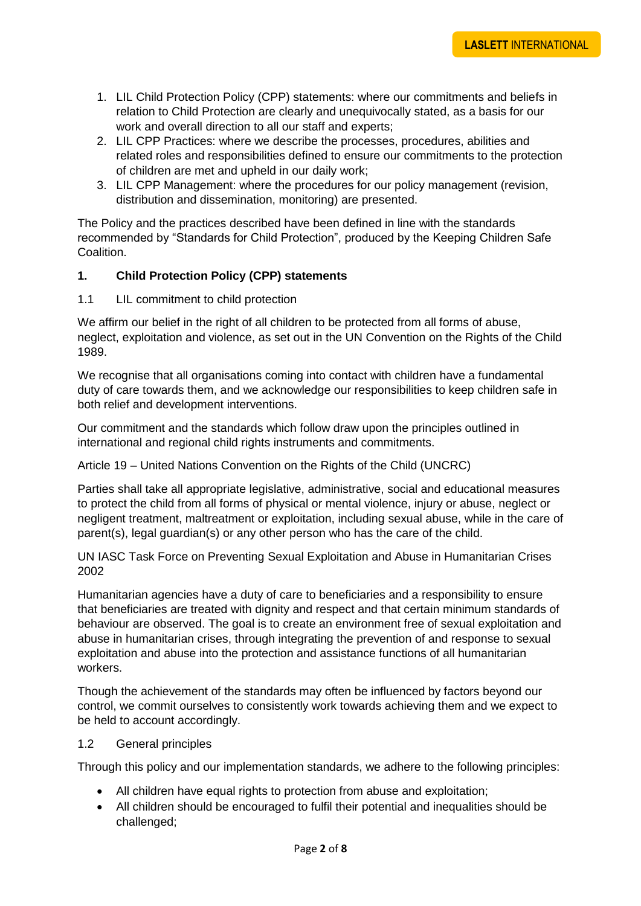1. LIL Child Protection Policy (CPP) statements: where our commitments and beliefs in relation to Child Protection are clearly and unequivocally stated, as a basis for our work and overall direction to all our staff and experts;
2. LIL CPP Practices: where we describe the processes, procedures, abilities and related roles and responsibilities defined to ensure our commitments to the protection of children are met and upheld in our daily work;
3. LIL CPP Management: where the procedures for our policy management (revision, distribution and dissemination, monitoring) are presented.

The Policy and the practices described have been defined in line with the standards recommended by "Standards for Child Protection", produced by the Keeping Children Safe Coalition.

## 1. Child Protection Policy (CPP) statements

### 1.1 LIL commitment to child protection

We affirm our belief in the right of all children to be protected from all forms of abuse, neglect, exploitation and violence, as set out in the UN Convention on the Rights of the Child 1989.

We recognise that all organisations coming into contact with children have a fundamental duty of care towards them, and we acknowledge our responsibilities to keep children safe in both relief and development interventions.

Our commitment and the standards which follow draw upon the principles outlined in international and regional child rights instruments and commitments.

Article 19 – United Nations Convention on the Rights of the Child (UNCRC)

Parties shall take all appropriate legislative, administrative, social and educational measures to protect the child from all forms of physical or mental violence, injury or abuse, neglect or negligent treatment, maltreatment or exploitation, including sexual abuse, while in the care of parent(s), legal guardian(s) or any other person who has the care of the child.

UN IASC Task Force on Preventing Sexual Exploitation and Abuse in Humanitarian Crises 2002

Humanitarian agencies have a duty of care to beneficiaries and a responsibility to ensure that beneficiaries are treated with dignity and respect and that certain minimum standards of behaviour are observed. The goal is to create an environment free of sexual exploitation and abuse in humanitarian crises, through integrating the prevention of and response to sexual exploitation and abuse into the protection and assistance functions of all humanitarian workers.

Though the achievement of the standards may often be influenced by factors beyond our control, we commit ourselves to consistently work towards achieving them and we expect to be held to account accordingly.

### 1.2 General principles

Through this policy and our implementation standards, we adhere to the following principles:

- All children have equal rights to protection from abuse and exploitation;
- All children should be encouraged to fulfil their potential and inequalities should be challenged;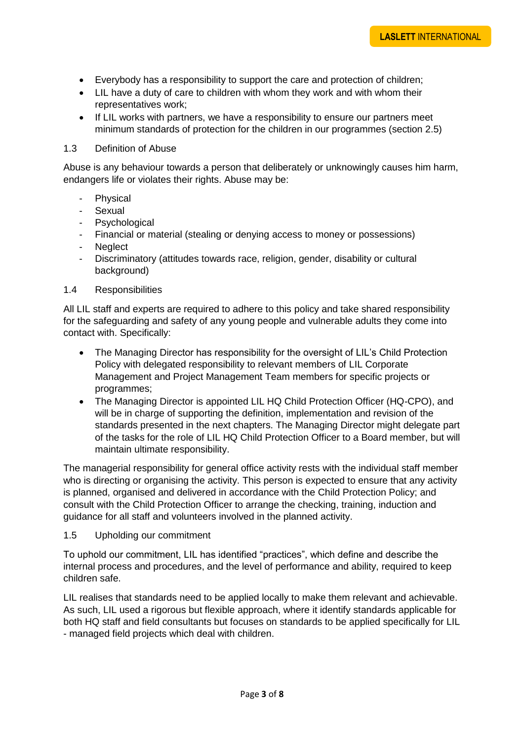- Everybody has a responsibility to support the care and protection of children;
- LIL have a duty of care to children with whom they work and with whom their representatives work;
- If LIL works with partners, we have a responsibility to ensure our partners meet minimum standards of protection for the children in our programmes (section 2.5)

### 1.3 Definition of Abuse

Abuse is any behaviour towards a person that deliberately or unknowingly causes him harm, endangers life or violates their rights. Abuse may be:

- Physical
- Sexual
- Psychological
- Financial or material (stealing or denying access to money or possessions)
- Neglect
- Discriminatory (attitudes towards race, religion, gender, disability or cultural background)

### 1.4 Responsibilities

All LIL staff and experts are required to adhere to this policy and take shared responsibility for the safeguarding and safety of any young people and vulnerable adults they come into contact with. Specifically:

- The Managing Director has responsibility for the oversight of LIL's Child Protection Policy with delegated responsibility to relevant members of LIL Corporate Management and Project Management Team members for specific projects or programmes;
- The Managing Director is appointed LIL HQ Child Protection Officer (HQ-CPO), and will be in charge of supporting the definition, implementation and revision of the standards presented in the next chapters. The Managing Director might delegate part of the tasks for the role of LIL HQ Child Protection Officer to a Board member, but will maintain ultimate responsibility.

The managerial responsibility for general office activity rests with the individual staff member who is directing or organising the activity. This person is expected to ensure that any activity is planned, organised and delivered in accordance with the Child Protection Policy; and consult with the Child Protection Officer to arrange the checking, training, induction and guidance for all staff and volunteers involved in the planned activity.

### 1.5 Upholding our commitment

To uphold our commitment, LIL has identified "practices", which define and describe the internal process and procedures, and the level of performance and ability, required to keep children safe.

LIL realises that standards need to be applied locally to make them relevant and achievable. As such, LIL used a rigorous but flexible approach, where it identify standards applicable for both HQ staff and field consultants but focuses on standards to be applied specifically for LIL - managed field projects which deal with children.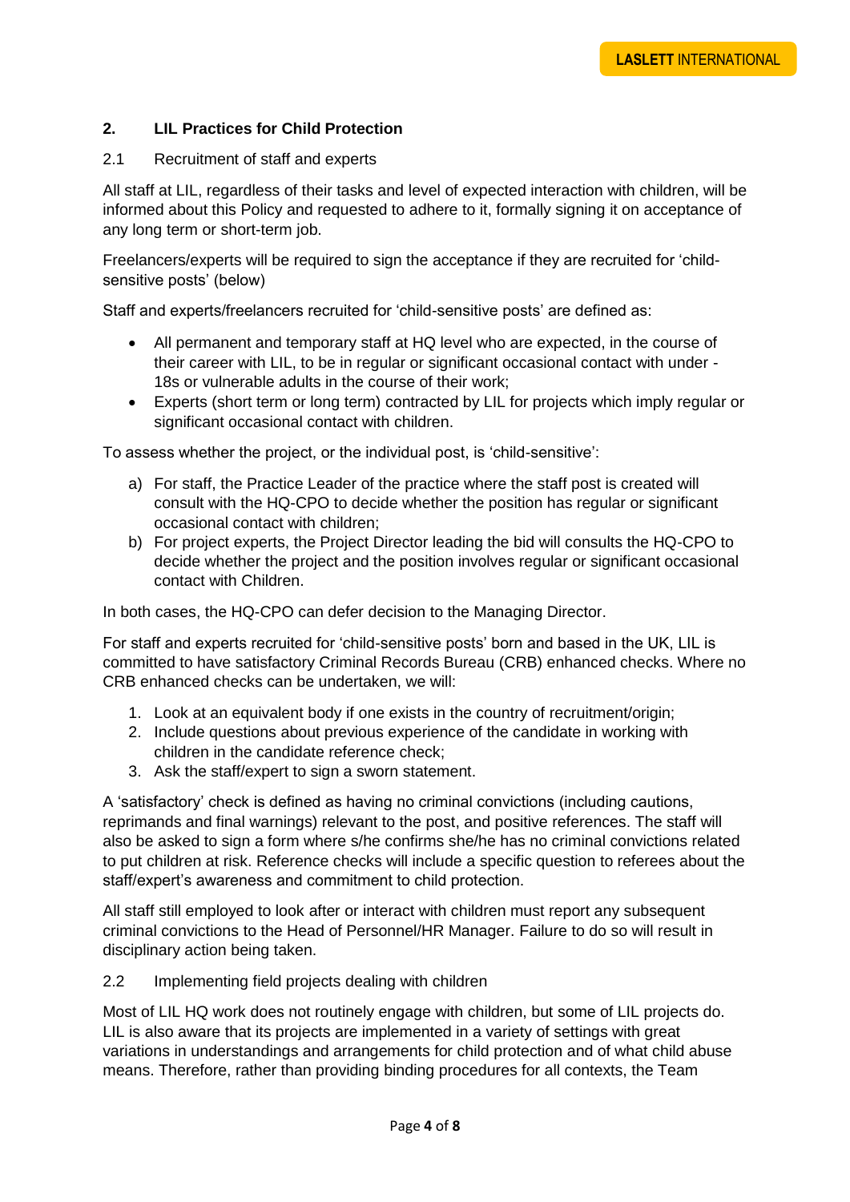## 2. LIL Practices for Child Protection

### 2.1 Recruitment of staff and experts

All staff at LIL, regardless of their tasks and level of expected interaction with children, will be informed about this Policy and requested to adhere to it, formally signing it on acceptance of any long term or short-term job.

Freelancers/experts will be required to sign the acceptance if they are recruited for 'child-sensitive posts' (below)

Staff and experts/freelancers recruited for 'child-sensitive posts' are defined as:

- All permanent and temporary staff at HQ level who are expected, in the course of their career with LIL, to be in regular or significant occasional contact with under - 18s or vulnerable adults in the course of their work;
- Experts (short term or long term) contracted by LIL for projects which imply regular or significant occasional contact with children.

To assess whether the project, or the individual post, is 'child-sensitive':

a) For staff, the Practice Leader of the practice where the staff post is created will consult with the HQ-CPO to decide whether the position has regular or significant occasional contact with children;
b) For project experts, the Project Director leading the bid will consults the HQ-CPO to decide whether the project and the position involves regular or significant occasional contact with Children.

In both cases, the HQ-CPO can defer decision to the Managing Director.

For staff and experts recruited for 'child-sensitive posts' born and based in the UK, LIL is committed to have satisfactory Criminal Records Bureau (CRB) enhanced checks. Where no CRB enhanced checks can be undertaken, we will:

1. Look at an equivalent body if one exists in the country of recruitment/origin;
2. Include questions about previous experience of the candidate in working with children in the candidate reference check;
3. Ask the staff/expert to sign a sworn statement.

A 'satisfactory' check is defined as having no criminal convictions (including cautions, reprimands and final warnings) relevant to the post, and positive references. The staff will also be asked to sign a form where s/he confirms she/he has no criminal convictions related to put children at risk. Reference checks will include a specific question to referees about the staff/expert's awareness and commitment to child protection.

All staff still employed to look after or interact with children must report any subsequent criminal convictions to the Head of Personnel/HR Manager. Failure to do so will result in disciplinary action being taken.

### 2.2 Implementing field projects dealing with children

Most of LIL HQ work does not routinely engage with children, but some of LIL projects do. LIL is also aware that its projects are implemented in a variety of settings with great variations in understandings and arrangements for child protection and of what child abuse means. Therefore, rather than providing binding procedures for all contexts, the Team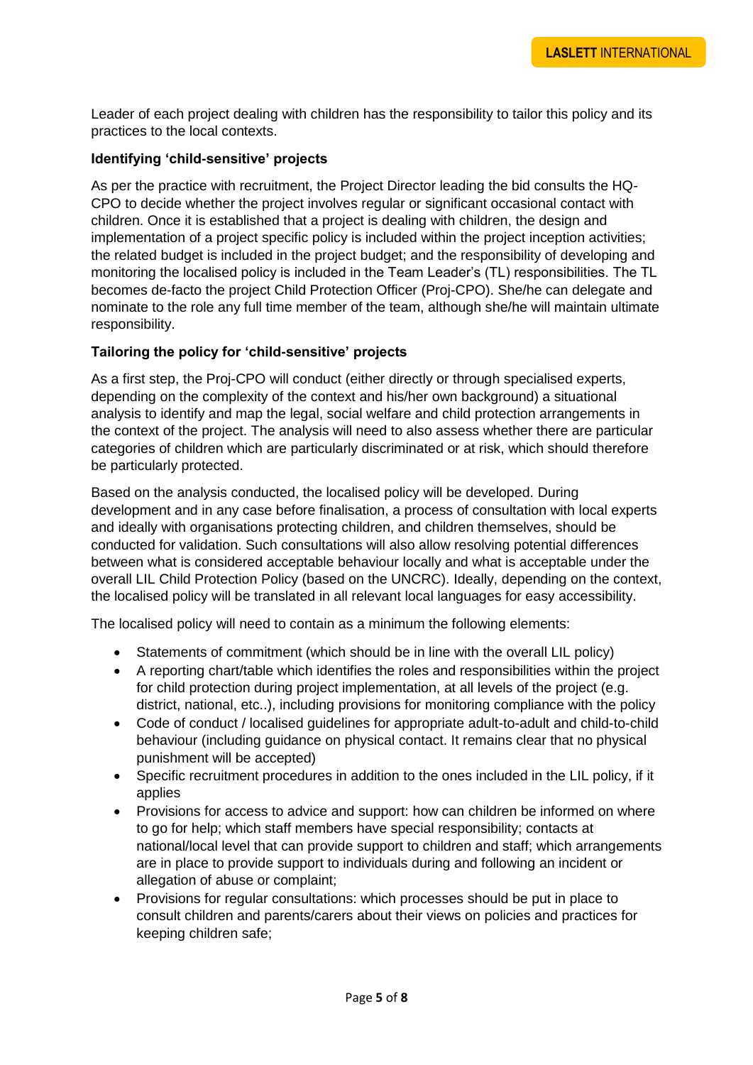Leader of each project dealing with children has the responsibility to tailor this policy and its practices to the local contexts.

**Identifying 'child-sensitive' projects**

As per the practice with recruitment, the Project Director leading the bid consults the HQ-CPO to decide whether the project involves regular or significant occasional contact with children. Once it is established that a project is dealing with children, the design and implementation of a project specific policy is included within the project inception activities; the related budget is included in the project budget; and the responsibility of developing and monitoring the localised policy is included in the Team Leader's (TL) responsibilities. The TL becomes de-facto the project Child Protection Officer (Proj-CPO). She/he can delegate and nominate to the role any full time member of the team, although she/he will maintain ultimate responsibility.

**Tailoring the policy for 'child-sensitive' projects**

As a first step, the Proj-CPO will conduct (either directly or through specialised experts, depending on the complexity of the context and his/her own background) a situational analysis to identify and map the legal, social welfare and child protection arrangements in the context of the project. The analysis will need to also assess whether there are particular categories of children which are particularly discriminated or at risk, which should therefore be particularly protected.

Based on the analysis conducted, the localised policy will be developed. During development and in any case before finalisation, a process of consultation with local experts and ideally with organisations protecting children, and children themselves, should be conducted for validation. Such consultations will also allow resolving potential differences between what is considered acceptable behaviour locally and what is acceptable under the overall LIL Child Protection Policy (based on the UNCRC). Ideally, depending on the context, the localised policy will be translated in all relevant local languages for easy accessibility.

The localised policy will need to contain as a minimum the following elements:

- Statements of commitment (which should be in line with the overall LIL policy)
- A reporting chart/table which identifies the roles and responsibilities within the project for child protection during project implementation, at all levels of the project (e.g. district, national, etc..), including provisions for monitoring compliance with the policy
- Code of conduct / localised guidelines for appropriate adult-to-adult and child-to-child behaviour (including guidance on physical contact. It remains clear that no physical punishment will be accepted)
- Specific recruitment procedures in addition to the ones included in the LIL policy, if it applies
- Provisions for access to advice and support: how can children be informed on where to go for help; which staff members have special responsibility; contacts at national/local level that can provide support to children and staff; which arrangements are in place to provide support to individuals during and following an incident or allegation of abuse or complaint;
- Provisions for regular consultations: which processes should be put in place to consult children and parents/carers about their views on policies and practices for keeping children safe;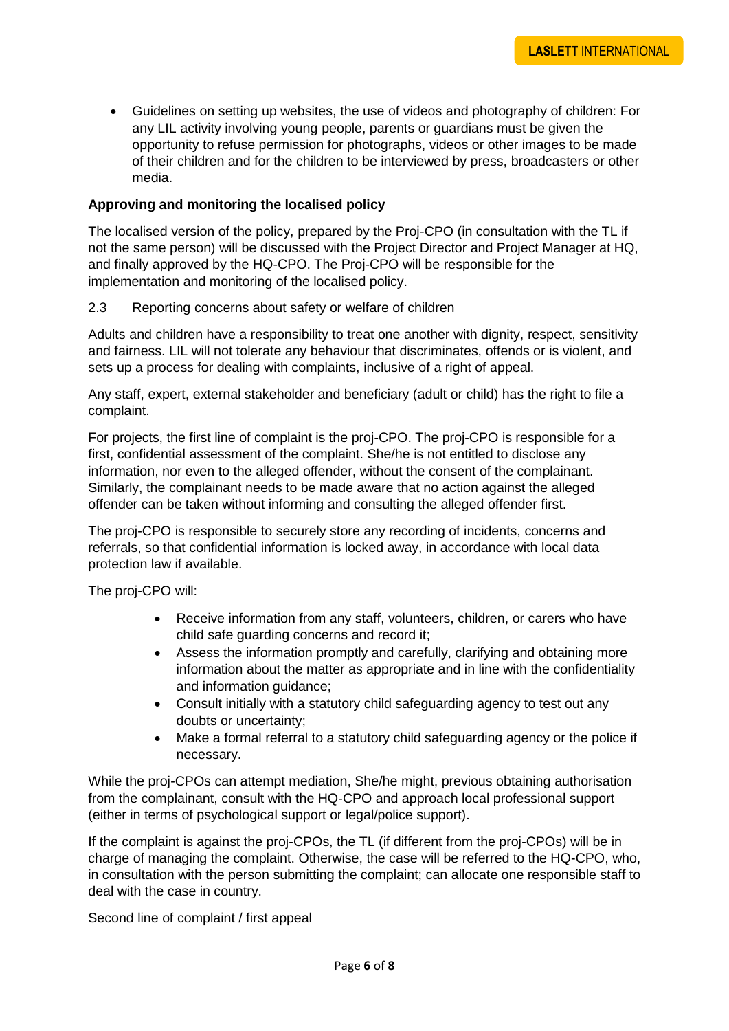- Guidelines on setting up websites, the use of videos and photography of children: For any LIL activity involving young people, parents or guardians must be given the opportunity to refuse permission for photographs, videos or other images to be made of their children and for the children to be interviewed by press, broadcasters or other media.

**Approving and monitoring the localised policy**

The localised version of the policy, prepared by the Proj-CPO (in consultation with the TL if not the same person) will be discussed with the Project Director and Project Manager at HQ, and finally approved by the HQ-CPO. The Proj-CPO will be responsible for the implementation and monitoring of the localised policy.

2.3 Reporting concerns about safety or welfare of children

Adults and children have a responsibility to treat one another with dignity, respect, sensitivity and fairness. LIL will not tolerate any behaviour that discriminates, offends or is violent, and sets up a process for dealing with complaints, inclusive of a right of appeal.

Any staff, expert, external stakeholder and beneficiary (adult or child) has the right to file a complaint.

For projects, the first line of complaint is the proj-CPO. The proj-CPO is responsible for a first, confidential assessment of the complaint. She/he is not entitled to disclose any information, nor even to the alleged offender, without the consent of the complainant. Similarly, the complainant needs to be made aware that no action against the alleged offender can be taken without informing and consulting the alleged offender first.

The proj-CPO is responsible to securely store any recording of incidents, concerns and referrals, so that confidential information is locked away, in accordance with local data protection law if available.

The proj-CPO will:

- Receive information from any staff, volunteers, children, or carers who have child safe guarding concerns and record it;
- Assess the information promptly and carefully, clarifying and obtaining more information about the matter as appropriate and in line with the confidentiality and information guidance;
- Consult initially with a statutory child safeguarding agency to test out any doubts or uncertainty;
- Make a formal referral to a statutory child safeguarding agency or the police if necessary.

While the proj-CPOs can attempt mediation, She/he might, previous obtaining authorisation from the complainant, consult with the HQ-CPO and approach local professional support (either in terms of psychological support or legal/police support).

If the complaint is against the proj-CPOs, the TL (if different from the proj-CPOs) will be in charge of managing the complaint. Otherwise, the case will be referred to the HQ-CPO, who, in consultation with the person submitting the complaint; can allocate one responsible staff to deal with the case in country.

Second line of complaint / first appeal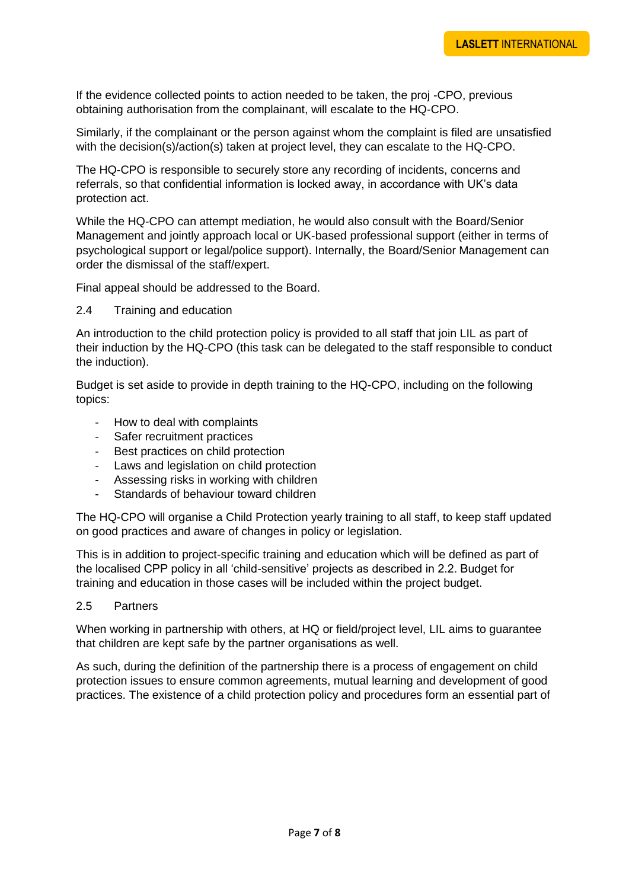If the evidence collected points to action needed to be taken, the proj -CPO, previous obtaining authorisation from the complainant, will escalate to the HQ-CPO.

Similarly, if the complainant or the person against whom the complaint is filed are unsatisfied with the decision(s)/action(s) taken at project level, they can escalate to the HQ-CPO.

The HQ-CPO is responsible to securely store any recording of incidents, concerns and referrals, so that confidential information is locked away, in accordance with UK's data protection act.

While the HQ-CPO can attempt mediation, he would also consult with the Board/Senior Management and jointly approach local or UK-based professional support (either in terms of psychological support or legal/police support). Internally, the Board/Senior Management can order the dismissal of the staff/expert.

Final appeal should be addressed to the Board.

### 2.4 Training and education

An introduction to the child protection policy is provided to all staff that join LIL as part of their induction by the HQ-CPO (this task can be delegated to the staff responsible to conduct the induction).

Budget is set aside to provide in depth training to the HQ-CPO, including on the following topics:

- How to deal with complaints
- Safer recruitment practices
- Best practices on child protection
- Laws and legislation on child protection
- Assessing risks in working with children
- Standards of behaviour toward children

The HQ-CPO will organise a Child Protection yearly training to all staff, to keep staff updated on good practices and aware of changes in policy or legislation.

This is in addition to project-specific training and education which will be defined as part of the localised CPP policy in all 'child-sensitive' projects as described in 2.2. Budget for training and education in those cases will be included within the project budget.

### 2.5 Partners

When working in partnership with others, at HQ or field/project level, LIL aims to guarantee that children are kept safe by the partner organisations as well.

As such, during the definition of the partnership there is a process of engagement on child protection issues to ensure common agreements, mutual learning and development of good practices. The existence of a child protection policy and procedures form an essential part of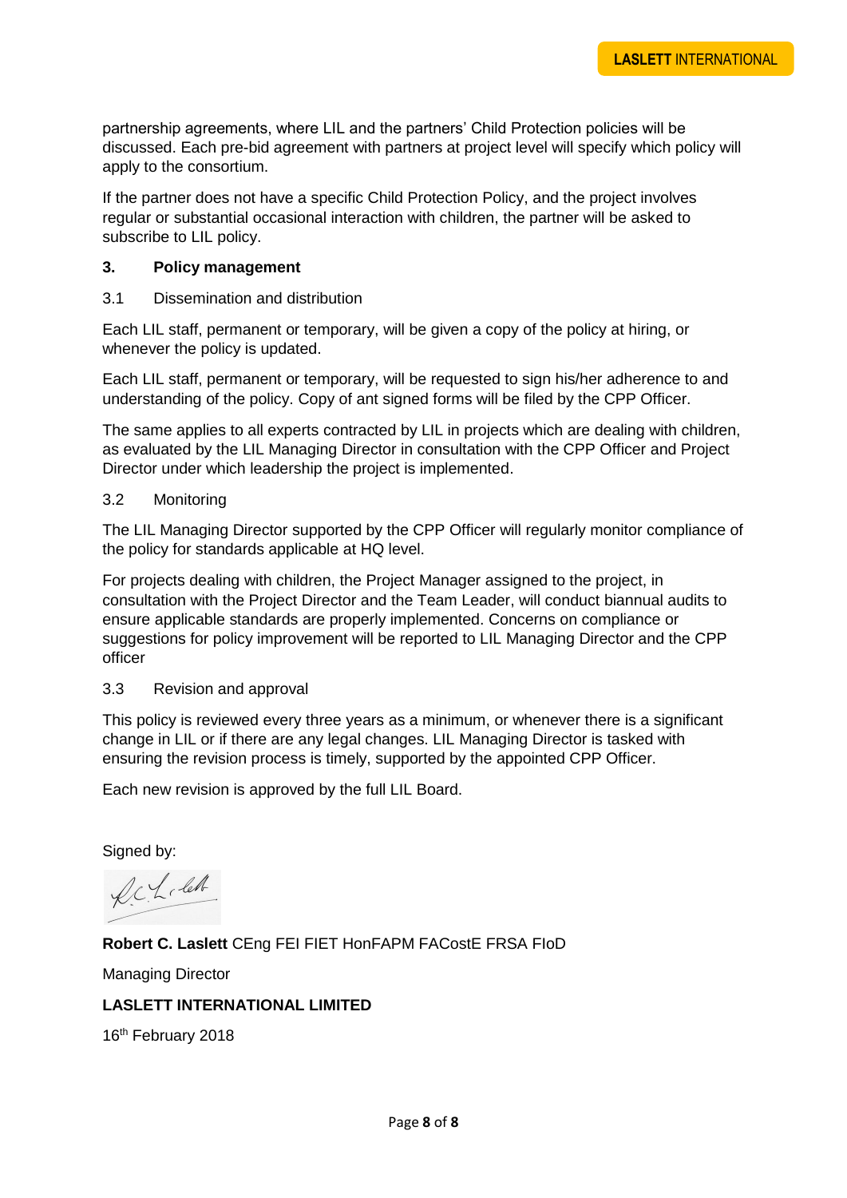partnership agreements, where LIL and the partners' Child Protection policies will be discussed. Each pre-bid agreement with partners at project level will specify which policy will apply to the consortium.

If the partner does not have a specific Child Protection Policy, and the project involves regular or substantial occasional interaction with children, the partner will be asked to subscribe to LIL policy.

## 3. Policy management

### 3.1 Dissemination and distribution

Each LIL staff, permanent or temporary, will be given a copy of the policy at hiring, or whenever the policy is updated.

Each LIL staff, permanent or temporary, will be requested to sign his/her adherence to and understanding of the policy. Copy of ant signed forms will be filed by the CPP Officer.

The same applies to all experts contracted by LIL in projects which are dealing with children, as evaluated by the LIL Managing Director in consultation with the CPP Officer and Project Director under which leadership the project is implemented.

### 3.2 Monitoring

The LIL Managing Director supported by the CPP Officer will regularly monitor compliance of the policy for standards applicable at HQ level.

For projects dealing with children, the Project Manager assigned to the project, in consultation with the Project Director and the Team Leader, will conduct biannual audits to ensure applicable standards are properly implemented. Concerns on compliance or suggestions for policy improvement will be reported to LIL Managing Director and the CPP officer

### 3.3 Revision and approval

This policy is reviewed every three years as a minimum, or whenever there is a significant change in LIL or if there are any legal changes. LIL Managing Director is tasked with ensuring the revision process is timely, supported by the appointed CPP Officer.

Each new revision is approved by the full LIL Board.

Signed by:

**Robert C. Laslett** CEng FEI FIET HonFAPM FACostE FRSA FIoD

Managing Director

**LASLETT INTERNATIONAL LIMITED**

16th February 2018